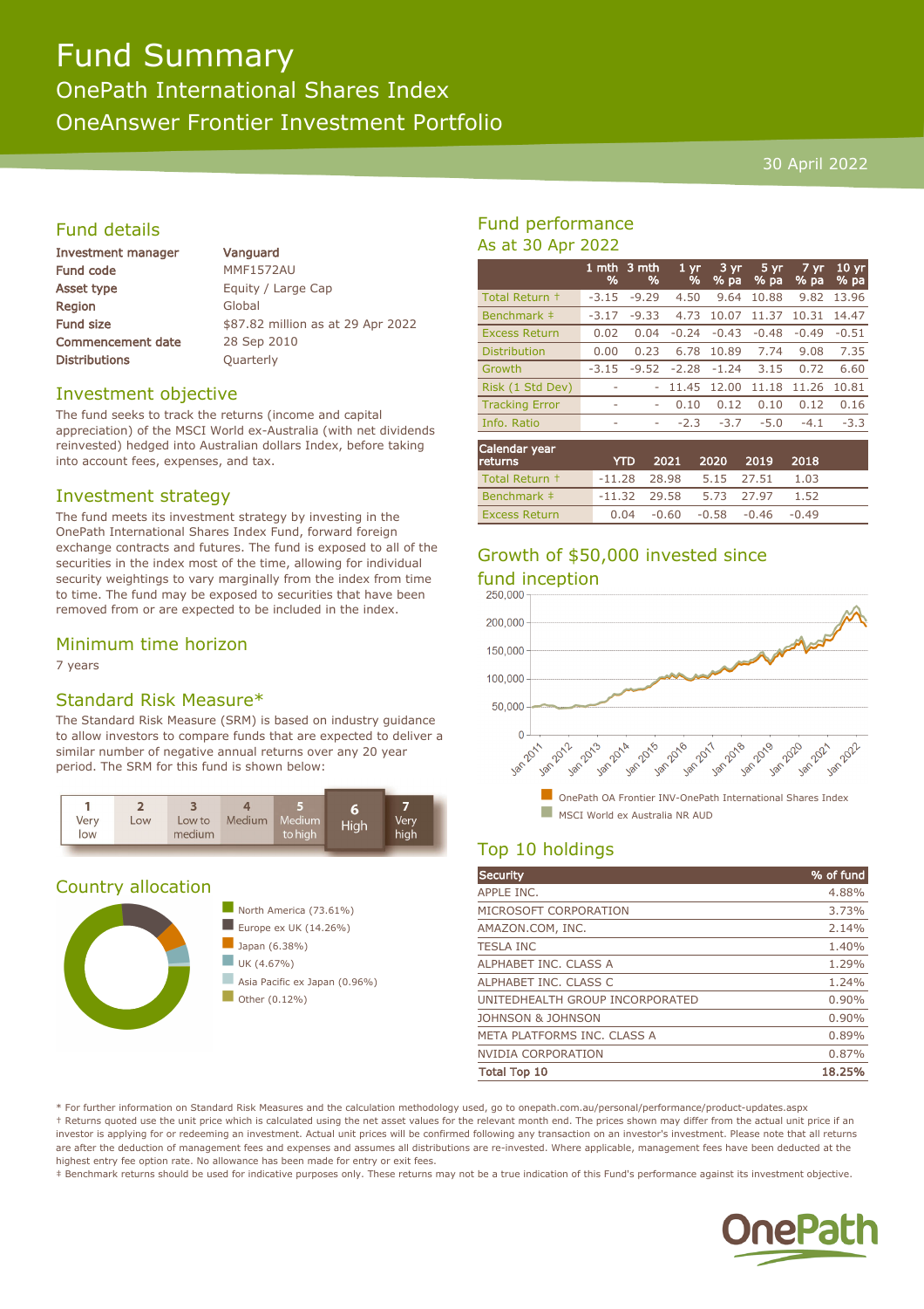# Fund Summary

## OnePath International Shares Index

## OneAnswer Frontier Investment Portfolio

30 April 2022

## Fund details

| | |
|---|---|
| **Investment manager** | Vanguard |
| **Fund code** | MMF1572AU |
| **Asset type** | Equity / Large Cap |
| **Region** | Global |
| **Fund size** | $87.82 million as at 29 Apr 2022 |
| **Commencement date** | 28 Sep 2010 |
| **Distributions** | Quarterly |

## Investment objective

The fund seeks to track the returns (income and capital appreciation) of the MSCI World ex-Australia (with net dividends reinvested) hedged into Australian dollars Index, before taking into account fees, expenses, and tax.

## Investment strategy

The fund meets its investment strategy by investing in the OnePath International Shares Index Fund, forward foreign exchange contracts and futures. The fund is exposed to all of the securities in the index most of the time, allowing for individual security weightings to vary marginally from the index from time to time. The fund may be exposed to securities that have been removed from or are expected to be included in the index.

## Minimum time horizon

7 years

## Standard Risk Measure*

The Standard Risk Measure (SRM) is based on industry guidance to allow investors to compare funds that are expected to deliver a similar number of negative annual returns over any 20 year period. The SRM for this fund is shown below:

| 1 Very low | 2 Low | 3 Low to medium | 4 Medium | 5 Medium to high | **6 High** | 7 Very high |
|---|---|---|---|---|---|---|

## Country allocation

- North America (73.61%)
- Europe ex UK (14.26%)
- Japan (6.38%)
- UK (4.67%)
- Asia Pacific ex Japan (0.96%)
- Other (0.12%)

## Fund performance

As at 30 Apr 2022

| | 1 mth % | 3 mth % | 1 yr % | 3 yr % pa | 5 yr % pa | 7 yr % pa | 10 yr % pa |
|---|---|---|---|---|---|---|---|
| Total Return † | -3.15 | -9.29 | 4.50 | 9.64 | 10.88 | 9.82 | 13.96 |
| Benchmark ‡ | -3.17 | -9.33 | 4.73 | 10.07 | 11.37 | 10.31 | 14.47 |
| Excess Return | 0.02 | 0.04 | -0.24 | -0.43 | -0.48 | -0.49 | -0.51 |
| Distribution | 0.00 | 0.23 | 6.78 | 10.89 | 7.74 | 9.08 | 7.35 |
| Growth | -3.15 | -9.52 | -2.28 | -1.24 | 3.15 | 0.72 | 6.60 |
| Risk (1 Std Dev) | - | - | 11.45 | 12.00 | 11.18 | 11.26 | 10.81 |
| Tracking Error | - | - | 0.10 | 0.12 | 0.10 | 0.12 | 0.16 |
| Info. Ratio | - | - | -2.3 | -3.7 | -5.0 | -4.1 | -3.3 |

| Calendar year returns | YTD | 2021 | 2020 | 2019 | 2018 |
|---|---|---|---|---|---|
| Total Return † | -11.28 | 28.98 | 5.15 | 27.51 | 1.03 |
| Benchmark ‡ | -11.32 | 29.58 | 5.73 | 27.97 | 1.52 |
| Excess Return | 0.04 | -0.60 | -0.58 | -0.46 | -0.49 |

## Growth of $50,000 invested since fund inception

OnePath OA Frontier INV-OnePath International Shares Index

MSCI World ex Australia NR AUD

## Top 10 holdings

| Security | % of fund |
|---|---|
| APPLE INC. | 4.88% |
| MICROSOFT CORPORATION | 3.73% |
| AMAZON.COM, INC. | 2.14% |
| TESLA INC | 1.40% |
| ALPHABET INC. CLASS A | 1.29% |
| ALPHABET INC. CLASS C | 1.24% |
| UNITEDHEALTH GROUP INCORPORATED | 0.90% |
| JOHNSON & JOHNSON | 0.90% |
| META PLATFORMS INC. CLASS A | 0.89% |
| NVIDIA CORPORATION | 0.87% |
| **Total Top 10** | **18.25%** |

* For further information on Standard Risk Measures and the calculation methodology used, go to onepath.com.au/personal/performance/product-updates.aspx

† Returns quoted use the unit price which is calculated using the net asset values for the relevant month end. The prices shown may differ from the actual unit price if an investor is applying for or redeeming an investment. Actual unit prices will be confirmed following any transaction on an investor's investment. Please note that all returns are after the deduction of management fees and expenses and assumes all distributions are re-invested. Where applicable, management fees have been deducted at the highest entry fee option rate. No allowance has been made for entry or exit fees.

‡ Benchmark returns should be used for indicative purposes only. These returns may not be a true indication of this Fund's performance against its investment objective.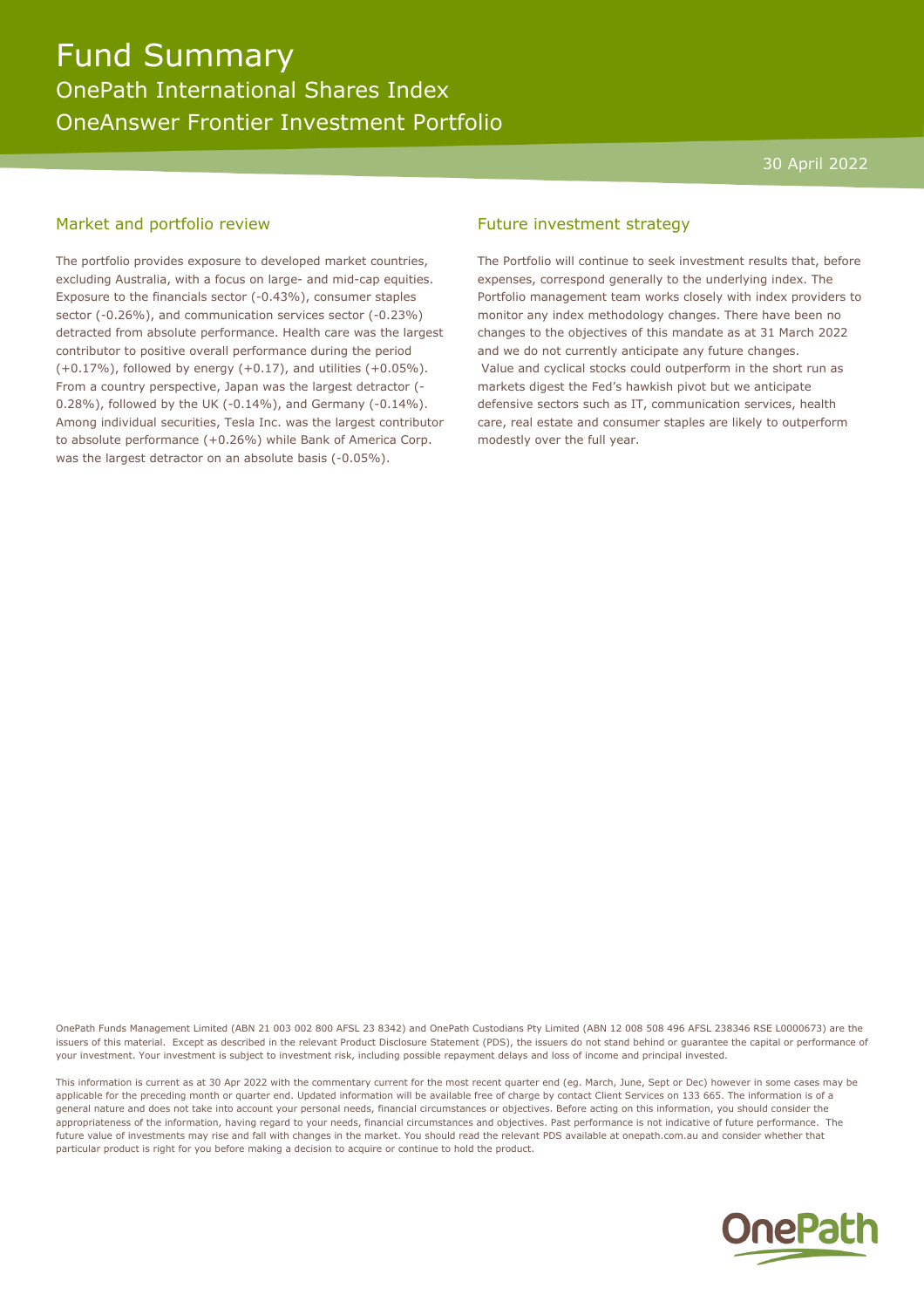# Fund Summary

## OnePath International Shares Index

## OneAnswer Frontier Investment Portfolio

30 April 2022

### Market and portfolio review

The portfolio provides exposure to developed market countries, excluding Australia, with a focus on large- and mid-cap equities. Exposure to the financials sector (-0.43%), consumer staples sector (-0.26%), and communication services sector (-0.23%) detracted from absolute performance. Health care was the largest contributor to positive overall performance during the period (+0.17%), followed by energy (+0.17), and utilities (+0.05%). From a country perspective, Japan was the largest detractor (-0.28%), followed by the UK (-0.14%), and Germany (-0.14%). Among individual securities, Tesla Inc. was the largest contributor to absolute performance (+0.26%) while Bank of America Corp. was the largest detractor on an absolute basis (-0.05%).

### Future investment strategy

The Portfolio will continue to seek investment results that, before expenses, correspond generally to the underlying index. The Portfolio management team works closely with index providers to monitor any index methodology changes. There have been no changes to the objectives of this mandate as at 31 March 2022 and we do not currently anticipate any future changes.
Value and cyclical stocks could outperform in the short run as markets digest the Fed's hawkish pivot but we anticipate defensive sectors such as IT, communication services, health care, real estate and consumer staples are likely to outperform modestly over the full year.

OnePath Funds Management Limited (ABN 21 003 002 800 AFSL 23 8342) and OnePath Custodians Pty Limited (ABN 12 008 508 496 AFSL 238346 RSE L0000673) are the issuers of this material. Except as described in the relevant Product Disclosure Statement (PDS), the issuers do not stand behind or guarantee the capital or performance of your investment. Your investment is subject to investment risk, including possible repayment delays and loss of income and principal invested.

This information is current as at 30 Apr 2022 with the commentary current for the most recent quarter end (eg. March, June, Sept or Dec) however in some cases may be applicable for the preceding month or quarter end. Updated information will be available free of charge by contact Client Services on 133 665. The information is of a general nature and does not take into account your personal needs, financial circumstances or objectives. Before acting on this information, you should consider the appropriateness of the information, having regard to your needs, financial circumstances and objectives. Past performance is not indicative of future performance. The future value of investments may rise and fall with changes in the market. You should read the relevant PDS available at onepath.com.au and consider whether that particular product is right for you before making a decision to acquire or continue to hold the product.

OnePath